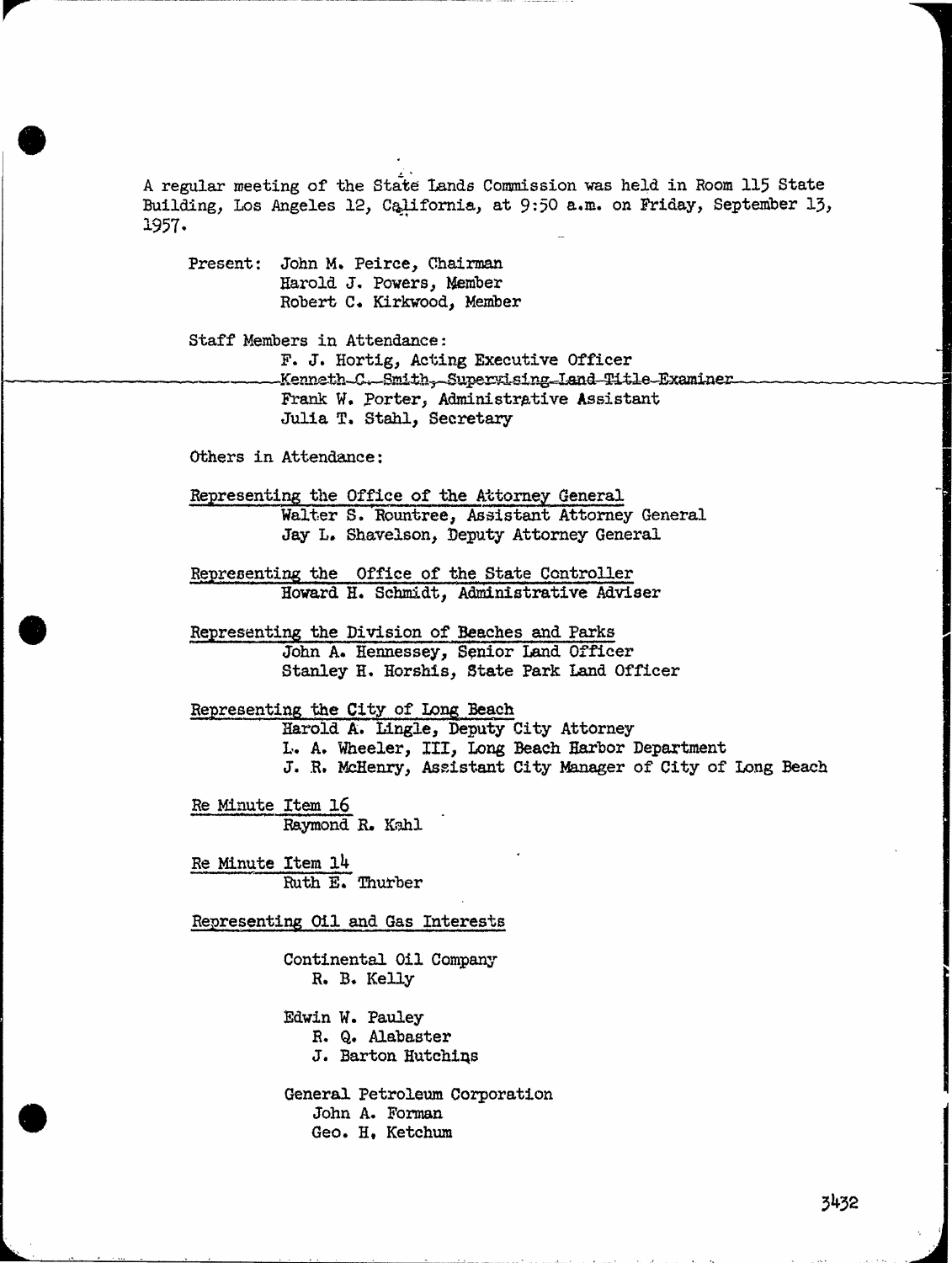A regular meeting of the State Lands Commission was held in Room 115 State Building, Los Angeles 12, California, at 9:50 a.m. on Friday, September 13, 1957.

Present: John M. Peirce, Chairman
Harold J. Powers, Member
Robert C. Kirkwood, Member

Staff Members in Attendance:

F. J. Hortig, Acting Executive Officer
~~Kenneth C. Smith, Supervising Land Title Examiner~~
Frank W. Porter, Administrative Assistant
Julia T. Stahl, Secretary

Others in Attendance:

Representing the Office of the Attorney General
Walter S. Rountree, Assistant Attorney General
Jay L. Shavelson, Deputy Attorney General

Representing the Office of the State Controller
Howard H. Schmidt, Administrative Adviser

Representing the Division of Beaches and Parks
John A. Hennessey, Senior Land Officer
Stanley H. Horshis, State Park Land Officer

Representing the City of Long Beach
Harold A. Lingle, Deputy City Attorney
L. A. Wheeler, III, Long Beach Harbor Department
J. R. McHenry, Assistant City Manager of City of Long Beach

Re Minute Item 16
Raymond R. Kahl

Re Minute Item 14
Ruth E. Thurber

Representing Oil and Gas Interests

Continental Oil Company
R. B. Kelly

Edwin W. Pauley
R. Q. Alabaster
J. Barton Hutchins

General Petroleum Corporation
John A. Forman
Geo. H. Ketchum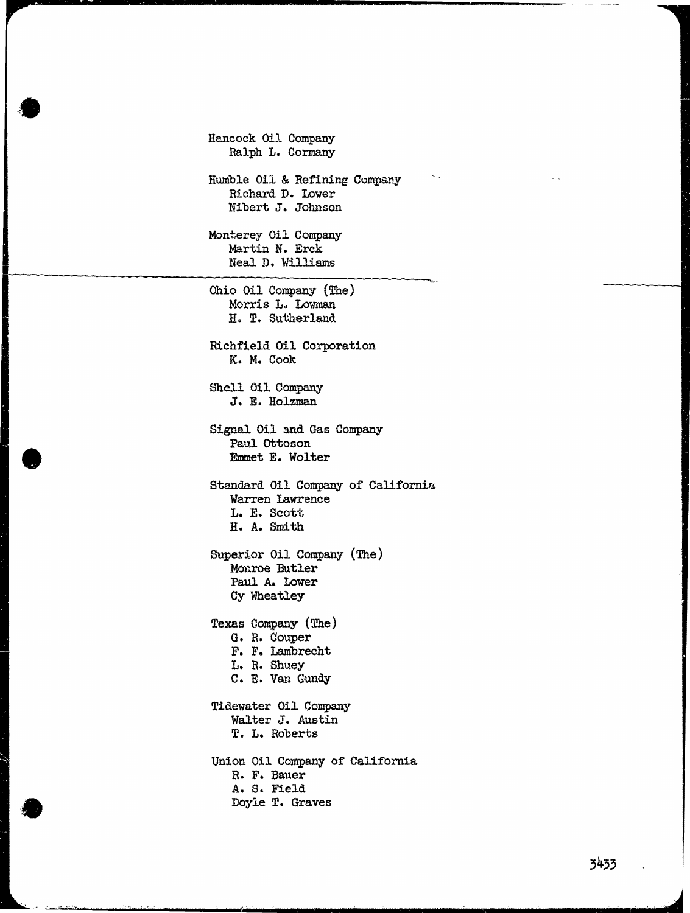Hancock Oil Company
   Ralph L. Cormany

Humble Oil & Refining Company
   Richard D. Lower
   Nibert J. Johnson

Monterey Oil Company
   Martin N. Erck
   Neal D. Williams

Ohio Oil Company (The)
   Morris L. Lowman
   H. T. Sutherland

Richfield Oil Corporation
   K. M. Cook

Shell Oil Company
   J. E. Holzman

Signal Oil and Gas Company
   Paul Ottoson
   Emmet E. Wolter

Standard Oil Company of California
   Warren Lawrence
   L. E. Scott
   H. A. Smith

Superior Oil Company (The)
   Monroe Butler
   Paul A. Lower
   Cy Wheatley

Texas Company (The)
   G. R. Couper
   F. F. Lambrecht
   L. R. Shuey
   C. E. Van Gundy

Tidewater Oil Company
   Walter J. Austin
   T. L. Roberts

Union Oil Company of California
   R. F. Bauer
   A. S. Field
   Doyle T. Graves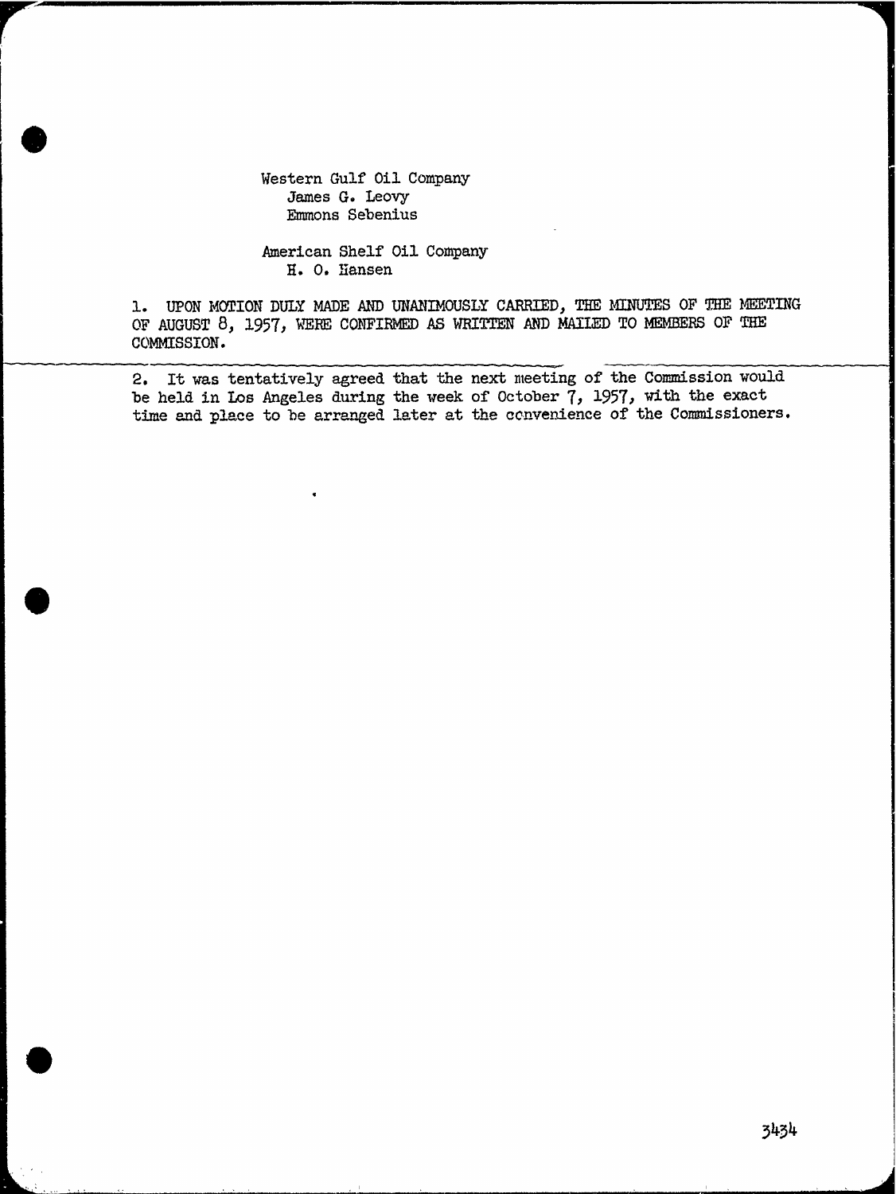Western Gulf Oil Company
James G. Leovy
Emmons Sebenius

American Shelf Oil Company
H. O. Hansen

1. UPON MOTION DULY MADE AND UNANIMOUSLY CARRIED, THE MINUTES OF THE MEETING OF AUGUST 8, 1957, WERE CONFIRMED AS WRITTEN AND MAILED TO MEMBERS OF THE COMMISSION.

---

2. It was tentatively agreed that the next meeting of the Commission would be held in Los Angeles during the week of October 7, 1957, with the exact time and place to be arranged later at the convenience of the Commissioners.